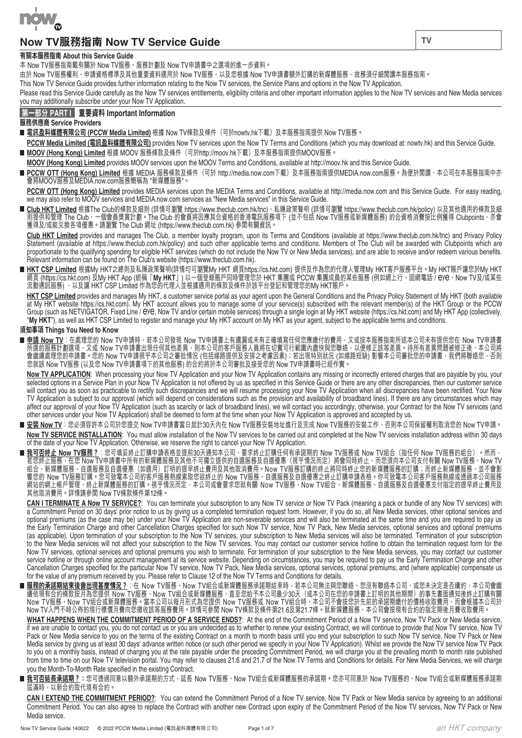# Now TV服務指南 Now TV Service Guide

TV

## 有關本服務指南 About this Service Guide

本 Now TV服務指南載有關於 Now TV服務、服務計劃及 Now TV申請書中之選項的進一步資料。

由於 Now TV服務權利、申請資格標準及其他重要資料適用於 Now TV服務，以及您根據 Now TV申請書額外訂購的新媒體服務，故務須仔細閱讀本服務指南。

This Now TV Service Guide provides further information relating to the Now TV services, the Service Plans and options in the Now TV Application.

Please read this Service Guide carefully as the Now TV services entitlements, eligibility criteria and other important information applies to the Now TV services and New Media services you may additionally subscribe under your Now TV Application.

## 第一部分 PART I 重要資料 Important Information

### 服務供應商 Service Providers

- **電訊盈科媒體有限公司 (PCCW Media Limited)** 根據 Now TV條款及條件（可於nowtv.hk下載）及本服務指南提供 Now TV服務。

  **PCCW Media Limited (電訊盈科媒體有限公司)** provides Now TV services upon the Now TV Terms and Conditions (which you may download at: nowtv.hk) and this Service Guide.

- **MOOV (Hong Kong) Limited** 根據 MOOV 服務條款及條件（可於http://moov.hk下載）及本服務指南提供MOOV服務。

  **MOOV (Hong Kong) Limited** provides MOOV services upon the MOOV Terms and Conditions, available at http://moov.hk and this Service Guide.

- **PCCW OTT (Hong Kong) Limited** 根據 MEDIA 服務條款及條件（可於 http://media.now.com下載）及本服務指南提供MEDIA.now.com服務。為便於閱讀，本公司在本服務指南中亦會將MOOV服務及MEDIA.now.com服務簡稱為 "新媒體服務"。

  **PCCW OTT (Hong Kong) Limited** provides MEDIA services upon the MEDIA Terms and Conditions, available at http://media.now.com and this Service Guide. For easy reading, we may also refer to MOOV services and MEDIA.now.com services as "New Media services" in this Service Guide.

- **Club HKT Limited** 根據The Club的條款及細則 (詳情可瀏覽 https://www.theclub.com.hk/tnc)、私隱政策聲明 (詳情可瀏覽 https://www.theclub.com.hk/policy) 以及其他適用的條款及細則提供和管理 The Club，一個會員獎賞計劃。The Club 的會員將因應其合資格的香港電訊服務項下 (並不包括 Now TV服務或新媒體服務) 的合資格消費按比例獲得 Clubpoints，亦會獲得及/或能兌換各項優惠。請瀏覽 The Club 網址 (https://www.theclub.com.hk) 參閱有關資訊。

  **Club HKT Limited** provides and manages The Club, a member loyalty program, upon its Terms and Conditions (available at https://www.theclub.com.hk/tnc) and Privacy Policy Statement (available at https://www.theclub.com.hk/policy) and such other applicable terms and conditions. Members of The Club will be awarded with Clubpoints which are proportionate to the qualifying spending for eligible HKT services (which do not include the Now TV or New Media services), and are able to receive and/or redeem various benefits. Relevant information can be found on The Club's website (https://www.theclub.com.hk).

- **HKT CSP Limited** 根據My HKT之總則及私隱政策聲明(詳情均可瀏覽My HKT 網頁https://cs.hkt.com) 提供及作為您的代理人管理My HKT客戶服務平台。My HKT賬戶讓您於My HKT網頁 (https://cs.hkt.com) 及My HKT App (統稱「**My HKT**」) 以一個登錄賬戶同時管理您於 HKT 集團或 PCCW 集團成員的某些服務 (例如網上行、固網電話 / eye、Now TV及/或某些流動通訊服務) ，以及讓 HKT CSP Limited 作為您的代理人並根據適用的條款及條件於該平台登記和管理您的My HKT賬戶。

  **HKT CSP Limited** provides and manages My HKT, a customer service portal as your agent upon the General Conditions and the Privacy Policy Statement of My HKT (both available at My HKT website https://cs.hkt.com). My HKT account allows you to manage some of your service(s) subscribed with the relevant member(s) of the HKT Group or the PCCW Group (such as NETVIGATOR, Fixed Line / eye, Now TV and/or certain mobile services) through a single login at My HKT website (https://cs.hkt.com) and My HKT App (collectively, "**My HKT**"), as well as HKT CSP Limited to register and manage your My HKT account on My HKT as your agent, subject to the applicable terms and conditions.

### 須知事項 Things You Need to Know

- **申請 Now TV**：在處理您的 Now TV申請時，若本公司發現 Now TV申請書上有遺漏或未有正確填寫任何您應繳付的費用，又或按本服務指南所述本公司未有提供您在 Now TV申請書所選的服務計劃選項，又或 Now TV申請書出現任何其他差異，則本公司的客戶服務人員將在切實可行範圍內盡快與您聯絡，以便修正該等差異。待所有差異問題被修正後，本公司將會繼續處理您的申請書。您的 Now TV申請視乎本公司之審批情況 (包括線路提供及安排之考慮因素)；若出現特別狀況 (如線路短缺) 影響本公司審批您的申請書，我們將聯絡您，否則您就該 Now TV服務 (以及您 Now TV申請書項下的其他服務) 的合約將於本公司審批及接受您的 Now TV申請書時已經作實。

  **Now TV APPLICATION**: When processing your Now TV Application and your Now TV Application contains any missing or incorrectly entered charges that are payable by you, your selected options in a Service Plan in your Now TV Application is not offered by us as specified in this Service Guide or there are any other discrepancies, then our customer service will contact you as soon as practicable to rectify such discrepancies and we will resume processing your Now TV Application when all discrepancies have been rectified. Your Now TV Application is subject to our approval (which will depend on considerations such as the provision and availability of broadband lines). If there are any circumstances which may affect our approval of your Now TV Application (such as scarcity or lack of broadband lines), we will contact you accordingly, otherwise, your Contract for the Now TV services (and other services under your Now TV Application) shall be deemed to form at the time when your Now TV Application is approved and accepted by us.

- **安裝 Now TV**：您必須容許本公司於您提交 Now TV申請書當日起計30天內在 Now TV服務安裝地址進行及完成 Now TV服務的安裝工作，否則本公司保留權利取消您的 Now TV申請。

  **Now TV SERVICE INSTALLATION**: You must allow installation of the Now TV services to be carried out and completed at the Now TV services installation address within 30 days of the date of your Now TV Application. Otherwise, we reserve the right to cancel your Now TV Application.

- **我可否終止 Now TV服務？**：您可填妥終止訂購申請表格並提前30天通知本公司，要求終止訂購任何有承諾期的 Now TV服務或 Now TV組合（指任何 Now TV服務的組合）。然而，若您終止服務，在您 Now TV申請書中所有的新媒體服務及其他不可獨立提供的自選服務及自選優惠（視乎情況而定）將會同時終止，而您須向本公司支付有關 Now TV服務、Now TV組合、新媒體服務、自選服務及自選優惠（如適用）訂明的提早終止費用及其他取消費用。Now TV服務訂購的終止將同時終止您的新媒體服務的訂購；而終止新媒體服務，並不會影響您的 Now TV服務訂購。您可致電本公司的客戶服務熱線索取您欲終止的 Now TV服務、自選服務及自選優惠之終止訂購申請表格。你可致電本公司客戶服務熱線或透過本公司服務網站的網上帳戶管理，終止新媒體服務的訂購。視乎情況而定，本公司或會要求您就有關 Now TV服務、Now TV組合、新媒體服務、自選服務及自選優惠支付指定的提早終止費用及其他取消費用。詳情請參閱 Now TV條款條件第12條。

  **CAN I TERMINATE A Now TV SERVICE?**: You can terminate your subscription to any Now TV service or Now TV Pack (meaning a pack or bundle of any Now TV services) with a Commitment Period on 30 days' prior notice to us by giving us a completed termination request form. However, if you do so, all New Media services, other optional services and optional premiums (as the case may be) under your Now TV Application are non-severable services and will also be terminated at the same time and you are required to pay us the Early Termination Charge and other Cancellation Charges specified for such Now TV service, Now TV Pack, New Media services, optional services and optional premiums (as applicable). Upon termination of your subscription to the Now TV services, your subscription to New Media services will also be terminated. Termination of your subscription to the New Media services will not affect your subscription to the Now TV services. You may contact our customer service hotline to obtain the termination request form for the Now TV services, optional services and optional premiums you wish to terminate. For termination of your subscription to the New Media services, you may contact our customer service hotline or through online account management at its service website. Depending on circumstances, you may be required to pay us the Early Termination Charge and other Cancellation Charges specified for the particular Now TV service, Now TV Pack, New Media services, optional services, optional premiums; and (where applicable) compensate us for the value of any premium received by you. Please refer to Clause 12 of the Now TV Terms and Conditions for details.

- **服務的承諾期結束後會出現甚麼情況？**：在 Now TV服務、Now TV組合或新媒體服務承諾期結束時，若本公司無法與您聯絡、您沒有聯絡本公司，或您未決定是否續約，本公司會繼續依現有合約條款按月為您提供 Now TV服務、Now TV組合或新媒體服務，直至您給予本公司最少30天（或本公司在您的申請書上訂明的其他期間）的事先書面通知後終止訂購有關 Now TV服務、Now TV組合或新媒體服務。當本公司以每月形式為您提供 Now TV服務或 Now TV組合時，本公司不會按您於先前的承諾期繳付的價格收取費用，而會根據本公司於 Now TV入門不時公佈的現行標價月費向您徵收該等服務費用。詳情可參閱 Now TV條款及條件第21.6及第21.7條。就新媒體服務，本公司會按現有合約的指定期結後月費收取費用。

  **WHAT HAPPENS WHEN THE COMMITMENT PERIOD OF A SERVICE ENDS?**: At the end of the Commitment Period of a Now TV service, Now TV Pack or New Media service, if we are unable to contact you, you do not contact us or you are undecided as to whether to renew your existing Contract, we will continue to provide that Now TV service, Now TV Pack or New Media service to you on the terms of the existing Contract on a month to month basis until you end your subscription to such Now TV service, Now TV Pack or New Media service by giving us at least 30 days' advance written notice (or such other period we specify in your Now TV Application). Whilst we provide the Now TV service Now TV Pack to you on a monthly basis, instead of charging you at the rate payable under the preceding Commitment Period, we will charge you at the prevailing month to month rate published from time to time on our Now TV television portal. You may refer to clauses 21.6 and 21.7 of the Now TV Terms and Conditions for details. For New Media Services, we will charge you the Month-To-Month Rate specified in the existing Contract.

- **我可否延長承諾期？**：您可透過同意以額外承諾期的方式，延長 Now TV服務、Now TV組合或新媒體服務的承諾期。您亦可同意於 Now TV服務的、Now TV組合或新媒體服務承諾期屆滿時，以新合約取代現有合約。

  **CAN I EXTEND THE COMMITMENT PERIOD?**: You can extend the Commitment Period of a Now TV service, Now TV Pack or New Media service by agreeing to an additional Commitment Period. You can also agree to replace the Contract with another new Contract upon expiry of the Commitment Period of the Now TV services, Now TV Pack or New Media service.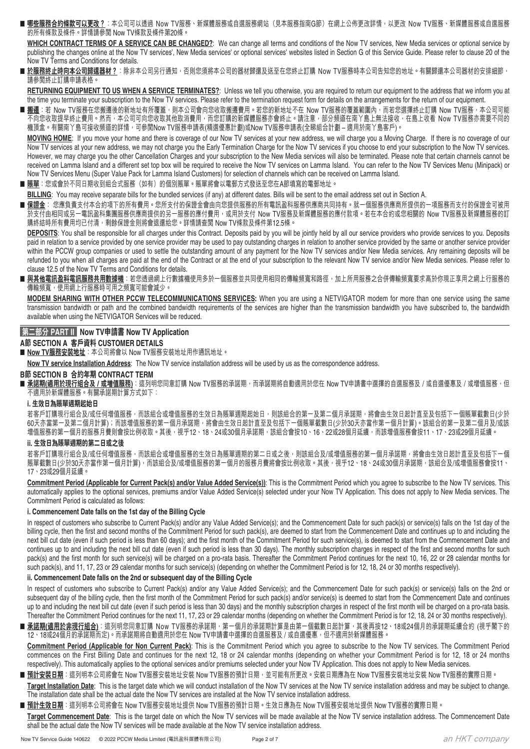■ **哪些服務合約條款可以更改？**：本公司可以透過 Now TV服務、新媒體服務或自選服務網站（見本服務指南G節）在網上公佈更改詳情，以更改 Now TV服務、新媒體服務或自選服務的所有條款及條件。詳情請參閱 Now TV條款及條件第20條。

**WHICH CONTRACT TERMS OF A SERVICE CAN BE CHANGED?**: We can change all terms and conditions of the Now TV services, New Media services or optional service by publishing the changes online at the Now TV services', New Media services' or optional services' websites listed in Section G of this Service Guide. Please refer to clause 20 of the Now TV Terms and Conditions for details.

■ **於服務終止時向本公司歸還器材？**：除非本公司另行通知，否則您須將本公司的器材歸還及送至在您終止訂購 Now TV服務時本公司告知您的地址。有關歸還本公司器材的安排細節，請參閱終止訂購申請表格。

**RETURNING EQUIPMENT TO US WHEN A SERVICE TERMINATES?**: Unless we tell you otherwise, you are required to return our equipment to the address that we inform you at the time you terminate your subscription to the Now TV services. Please refer to the termination request form for details on the arrangements for the return of our equipment.

■ **搬遷**：若 Now TV服務在您搬遷後的新地址有所覆蓋，則本公司會向您收取搬遷費用。若您的新地址不在 Now TV服務的覆蓋範圍內，而若您選擇終止訂購 Now TV服務，本公司可能不向您收取提早終止費用。然而，本公司可向您收取其他取消費用，而您訂購的新媒體服務亦會終止。請注意，部分頻道在南丫島上無法接收，在島上收看 Now TV服務亦需要不同的機頂盒。有關南丫島可接收頻道的詳情，可參閱Now TV服務申請表(精選優惠計劃)或Now TV服務申請表(全睇組合計劃 – 適用於南丫島客戶)。

**MOVING HOME**: If you move your home and there is coverage of our Now TV services at your new address, we will charge you a Moving Charge. If there is no coverage of our Now TV services at your new address, we may not charge you the Early Termination Charge for the Now TV services if you choose to end your subscription to the Now TV services. However, we may charge you the other Cancellation Charges and your subscription to the New Media services will also be terminated. Please note that certain channels cannot be received on Lamma Island and a different set top box will be required to receive the Now TV services on Lamma Island. You can refer to the Now TV Services Menu (Minipack) or Now TV Services Menu (Super Value Pack for Lamma Island Customers) for selection of channels which can be received on Lamma Island.

■ **賬單**：您或會於不同日期收到組合式服務（如有）的個別賬單。賬單將會以電郵方式發送至您在A節填寫的電郵地址。

**BILLING**: You may receive separate bills for the bundled services (if any) at different dates. Bills will be sent to the email address set out in Section A.

■ **保證金**：您應負責支付本合約項下的所有費用。您所支付的保證金會由向您提供服務的所有電訊盈科服務供應商共同持有。就一個服務供應商所提供的一項服務而支付的保證金可被用於支付由相同或另一電訊盈科集團服務供應商提供的另一服務的應付費用，或用於支付 Now TV服務及新媒體服務的應付款項。若在本合約或您相關的 Now TV服務及新媒體服務的訂購終結時所有費用均已付清，剩餘保證金則將會退還給您。詳情請查閱 Now TV條款及條件第12.5條。

**DEPOSITS**: You shall be responsible for all charges under this Contract. Deposits paid by you will be jointly held by all our service providers who provide services to you. Deposits paid in relation to a service provided by one service provider may be used to pay outstanding charges in relation to another service provided by the same or another service provider within the PCCW group companies or used to settle the outstanding amount of any payment for the Now TV services and/or New Media services. Any remaining deposits will be refunded to you when all charges are paid at the end of the Contract or at the end of your subscription to the relevant Now TV service and/or New Media services. Please refer to clause 12.5 of the Now TV Terms and Conditions for details.

■ **與其他電訊盈科電訊服務共用數據機**：若您透過網上行數據機使用多於一個服務並共同使用相同的傳輸頻寬和路徑，加上所用服務之合併傳輸頻寬要求高於你現正享用之網上行服務的傳輸頻寬，使用網上行服務時可用之頻寬可能會減少。

**MODEM SHARING WITH OTHER PCCW TELECOMMUNICATIONS SERVICES:** When you are using a NETVIGATOR modem for more than one service using the same transmission bandwidth or path and the combined bandwidth requirements of the services are higher than the transmission bandwidth you have subscribed to, the bandwidth available when using the NETVIGATOR Services will be reduced.

## 第二部分 PART II Now TV申請書 Now TV Application

### A節 SECTION A 客戶資料 CUSTOMER DETAILS

■ **Now TV服務安裝地址**：本公司將會以 Now TV服務安裝地址用作通訊地址。

**Now TV service Installation Address**: The Now TV service installation address will be used by us as the correspondence address.

### B節 SECTION B 合約年期 CONTRACT TERM

■ **承諾期(適用於現行組合及 / 或增值服務)**：這列明您同意訂購 Now TV服務的承諾期，而承諾期將自動適用於您在 Now TV申請書中選擇的自選服務及 / 或自選優惠及 / 或增值服務，但不適用於新媒體服務。有關承諾期計算方式如下：

**i. 生效日為賬單週期起始日**

若客戶訂購現行組合及/或任何增值服務，而該組合或增值服務的生效日為賬單週期起始日，則該組合的第一及第二個月承諾期，將會由生效日起計直至及包括下一個賬單截數日(少於60天亦當第一及第二個月計算)；而該增值服務的第一個月承諾期，將會由生效日起計直至及包括下一個賬單截數日(少於30天亦當作第一個月計算)。該組合的第一及第二個月及/或該增值服務的第一個月的服務月費則會按比例收取。其後，視乎12、18、24或30個月承諾期，該組合會按10、16、22或28個月延續，而該增值服務會按11、17、23或29個月延續。

**ii. 生效日為賬單週期的第二日或之後**

若客戶訂購現行組合及/或任何增值服務，而該組合或增值服務的生效日為賬單週期的第二日或之後，則該組合及/或增值服務的第一個月承諾期，將會由生效日起計直至及包括下一個賬單截數日(少於30天亦當作第一個月計算)，而該組合及/或增值服務的第一個月的服務月費將會按比例收取。其後，視乎12、18、24或30個月承諾期，該組合及/或增值服務會按11、17、23或29個月延續。

**Commitment Period (Applicable for Current Pack(s) and/or Value Added Service(s))**: This is the Commitment Period which you agree to subscribe to the Now TV services. This automatically applies to the optional services, premiums and/or Value Added Service(s) selected under your Now TV Application. This does not apply to New Media services. The Commitment Period is calculated as follows:

**i. Commencement Date falls on the 1st day of the Billing Cycle**

In respect of customers who subscribe to Current Pack(s) and/or any Value Added Service(s); and the Commencement Date for such pack(s) or service(s) falls on the 1st day of the billing cycle, then the first and second months of the Commitment Period for such pack(s), are deemed to start from the Commencement Date and continues up to and including the next bill cut date (even if such period is less than 60 days); and the first month of the Commitment Period for such service(s), is deemed to start from the Commencement Date and continues up to and including the next bill cut date (even if such period is less than 30 days). The monthly subscription charges in respect of the first and second months for such pack(s) and the first month for such service(s) will be charged on a pro-rata basis. Thereafter the Commitment Period continues for the next 10, 16, 22 or 28 calendar months for such pack(s), and 11, 17, 23 or 29 calendar months for such service(s) (depending on whether the Commitment Period is for 12, 18, 24 or 30 months respectively).

**ii. Commencement Date falls on the 2nd or subsequent day of the Billing Cycle**

In respect of customers who subscribe to Current Pack(s) and/or any Value Added Service(s); and the Commencement Date for such pack(s) or service(s) falls on the 2nd or subsequent day of the billing cycle, then the first month of the Commitment Period for such pack(s) and/or service(s) is deemed to start from the Commencement Date and continues up to and including the next bill cut date (even if such period is less than 30 days) and the monthly subscription charges in respect of the first month will be charged on a pro-rata basis. Thereafter the Commitment Period continues for the next 11, 17, 23 or 29 calendar months (depending on whether the Commitment Period is for 12, 18, 24 or 30 months respectively).

■ **承諾期(適用於非現行組合)**：這列明您同意訂購 Now TV服務的承諾期，第一個月的承諾期計算是由第一個截數日起計算，其後再按12、18或24個月的承諾期延續合約 (視乎閣下的12、18或24個月的承諾期而定)。而承諾期將自動適用於您在 Now TV申請書中選擇的自選服務及 / 或自選優惠，但不適用於新媒體服務。

**Commitment Period (Applicable for Non Current Pack)**: This is the Commitment Period which you agree to subscribe to the Now TV services. The Commitment Period commences on the First Billing Date and continues for the next 12, 18 or 24 calendar months (depending on whether your Commitment Period is for 12, 18 or 24 months respectively). This automatically applies to the optional services and/or premiums selected under your Now TV Application. This does not apply to New Media services.

■ **預計安裝日期**：這列明本公司將會在 Now TV服務安裝地址安裝 Now TV服務的預計日期，並可能有所更改。安裝日期應為在 Now TV服務安裝地址安裝 Now TV服務的實際日期。

**Target Installation Date**: This is the target date which we will conduct installation of the Now TV services at the Now TV service installation address and may be subject to change. The installation date shall be the actual date the Now TV services are installed at the Now TV service installation address.

■ **預計生效日期**：這列明本公司將會在 Now TV服務安裝地址提供 Now TV服務的預計日期。生效日應為在 Now TV服務安裝地址提供 Now TV服務的實際日期。

**Target Commencement Date**: This is the target date on which the Now TV services will be made available at the Now TV service installation address. The Commencement Date shall be the actual date the Now TV services will be made available at the Now TV service installation address.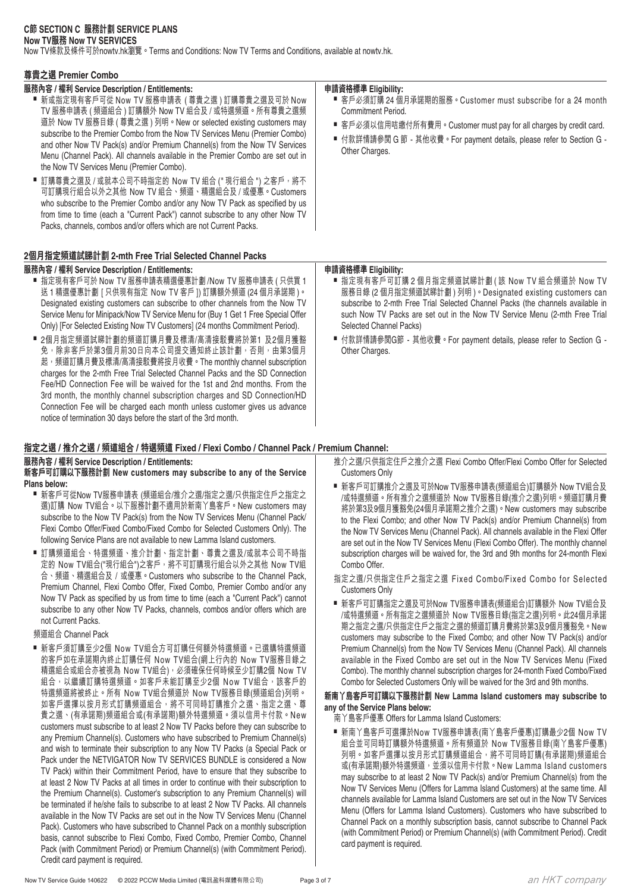# C節 SECTION C 服務計劃 SERVICE PLANS

## Now TV服務 Now TV SERVICES

Now TV條款及條件可於nowtv.hk瀏覽。Terms and Conditions: Now TV Terms and Conditions, available at nowtv.hk.

### 尊貴之選 Premier Combo

**服務內容 / 權利 Service Description / Entitlements:**

- 新或指定現有客戶可從 Now TV 服務申請表 ( 尊貴之選 ) 訂購尊貴之選及可於 Now TV 服務申請表 ( 頻道組合 ) 訂購額外 Now TV 組合及 / 或特選頻道。所有尊貴之選頻道於 Now TV 服務目錄 ( 尊貴之選 ) 列明。New or selected existing customers may subscribe to the Premier Combo from the Now TV Services Menu (Premier Combo) and other Now TV Pack(s) and/or Premium Channel(s) from the Now TV Services Menu (Channel Pack). All channels available in the Premier Combo are set out in the Now TV Services Menu (Premier Combo).
- 訂購尊貴之選及 / 或就本公司不時指定的 Now TV 組合 (" 現行組合 ") 之客戶，將不可訂購現行組合以外之其他 Now TV 組合、頻道、精選組合及 / 或優惠。Customers who subscribe to the Premier Combo and/or any Now TV Pack as specified by us from time to time (each a "Current Pack") cannot subscribe to any other Now TV Packs, channels, combos and/or offers which are not Current Packs.

**申請資格標準 Eligibility:**

- 客戶必須訂購 24 個月承諾期的服務。Customer must subscribe for a 24 month Commitment Period.
- 客戶必須以信用咭繳付所有費用。Customer must pay for all charges by credit card.
- 付款詳情請參閱 G 節 - 其他收費。For payment details, please refer to Section G - Other Charges.

### 2個月指定頻道試睇計劃 2-mth Free Trial Selected Channel Packs

**服務內容 / 權利 Service Description / Entitlements:**

- 指定現有客戶可於 Now TV 服務申請表精選優惠計劃 /Now TV 服務申請表 ( 只供買 1 送 1 精選優惠計劃 [ 只供現有指定 Now TV 客戶 ]) 訂購額外頻道 (24 個月承諾期 )。Designated existing customers can subscribe to other channels from the Now TV Service Menu for Minipack/Now TV Service Menu for (Buy 1 Get 1 Free Special Offer Only) [For Selected Existing Now TV Customers] (24 months Commitment Period).
- 2個月指定頻道試睇計劃的頻道訂購月費及標清/高清接駁費將於第1 及2個月獲豁免，除非客戶於第3個月前30日向本公司提交通知終止該計劃，否則，由第3個月起，頻道訂購月費及標清/高清接駁費將按月收費。The monthly channel subscription charges for the 2-mth Free Trial Selected Channel Packs and the SD Connection Fee/HD Connection Fee will be waived for the 1st and 2nd months. From the 3rd month, the monthly channel subscription charges and SD Connection/HD Connection Fee will be charged each month unless customer gives us advance notice of termination 30 days before the start of the 3rd month.

**申請資格標準 Eligibility:**

- 指定現有客戶可訂購 2 個月指定頻道試睇計劃 ( 該 Now TV 組合頻道於 Now TV 服務目錄 (2 個月指定頻道試睇計劃 ) 列明 )。Designated existing customers can subscribe to 2-mth Free Trial Selected Channel Packs (the channels available in such Now TV Packs are set out in the Now TV Service Menu (2-mth Free Trial Selected Channel Packs)
- 付款詳情請參閱G節 - 其他收費。For payment details, please refer to Section G - Other Charges.

### 指定之選 / 推介之選 / 頻道組合 / 特選頻道 Fixed / Flexi Combo / Channel Pack / Premium Channel:

**服務內容 / 權利 Service Description / Entitlements:**

**新客戶可訂購以下服務計劃 New customers may subscribe to any of the Service Plans below:**

- 新客戶可從Now TV服務申請表 (頻道組合/推介之選/指定之選/只供指定住戶之指定之選)訂購 Now TV組合。以下服務計劃不適用於新南丫島客戶。New customers may subscribe to the Now TV Pack(s) from the Now TV Services Menu (Channel Pack/ Flexi Combo Offer/Fixed Combo/Fixed Combo for Selected Customers Only). The following Service Plans are not available to new Lamma Island customers.
- 訂購頻道組合、特選頻道、推介計劃、指定計劃、尊貴之選及/或就本公司不時指定的 Now TV組合("現行組合")之客戶，將不可訂購現行組合以外之其他 Now TV組合、頻道、精選組合及 / 或優惠。Customers who subscribe to the Channel Pack, Premium Channel, Flexi Combo Offer, Fixed Combo, Premier Combo and/or any Now TV Pack as specified by us from time to time (each a "Current Pack") cannot subscribe to any other Now TV Packs, channels, combos and/or offers which are not Current Packs.

頻道組合 Channel Pack

- 新客戶須訂購至少2個 Now TV組合方可訂購任何額外特選頻道。已選購特選頻道的客戶如在承諾期內終止訂購任何 Now TV組合(網上行內的 Now TV服務目錄之精選組合或組合亦被視為 Now TV組合)，必須確保任何時候至少訂購2個 Now TV組合，以繼續訂購特選頻道。如客戶未能訂購至少2個 Now TV組合，該客戶的特選頻道將被終止。所有 Now TV組合頻道於 Now TV服務目錄(頻道組合)列明。如客戶選擇以按月形式訂購頻道組合，將不可同時訂購推介之選、指定之選、尊貴之選、(有承諾期)頻道組合或(有承諾期)額外特選頻道。須以信用卡付款。New customers must subscribe to at least 2 Now TV Packs before they can subscribe to any Premium Channel(s). Customers who have subscribed to Premium Channel(s) and wish to terminate their subscription to any Now TV Packs (a Special Pack or Pack under the NETVIGATOR Now TV SERVICES BUNDLE is considered a Now TV Pack) within their Commitment Period, have to ensure that they subscribe to at least 2 Now TV Packs at all times in order to continue with their subscription to the Premium Channel(s). Customer's subscription to any Premium Channel(s) will be terminated if he/she fails to subscribe to at least 2 Now TV Packs. All channels available in the Now TV Packs are set out in the Now TV Services Menu (Channel Pack). Customers who have subscribed to Channel Pack on a monthly subscription basis, cannot subscribe to Flexi Combo, Fixed Combo, Premier Combo, Channel Pack (with Commitment Period) or Premium Channel(s) (with Commitment Period). Credit card payment is required.

推介之選/只供指定住戶之推介之選 Flexi Combo Offer/Flexi Combo Offer for Selected Customers Only

- 新客戶可訂購推介之選及可於Now TV服務申請表(頻道組合)訂購額外 Now TV組合及/或特選頻道。所有推介之選頻道於 Now TV服務目錄(推介之選)列明。頻道訂購月費將於第3及9個月獲豁免(24個月承諾期之推介之選)。New customers may subscribe to the Flexi Combo; and other Now TV Pack(s) and/or Premium Channel(s) from the Now TV Services Menu (Channel Pack). All channels available in the Flexi Offer are set out in the Now TV Services Menu (Flexi Combo Offer). The monthly channel subscription charges will be waived for, the 3rd and 9th months for 24-month Flexi Combo Offer.

指定之選/只供指定住戶之指定之選 Fixed Combo/Fixed Combo for Selected Customers Only

- 新客戶可訂購指定之選及可於Now TV服務申請表(頻道組合)訂購額外 Now TV組合及/或特選頻道。所有指定之選頻道於 Now TV服務目錄(指定之選)列明。此24個月承諾期之指定之選/只供指定住戶之指定之選的頻道訂購月費將於第3及9個月獲豁免。New customers may subscribe to the Fixed Combo; and other Now TV Pack(s) and/or Premium Channel(s) from the Now TV Services Menu (Channel Pack). All channels available in the Fixed Combo are set out in the Now TV Services Menu (Fixed Combo). The monthly channel subscription charges for 24-month Fixed Combo/Fixed Combo for Selected Customers Only will be waived for the 3rd and 9th months.

**新南丫島客戶可訂購以下服務計劃 New Lamma Island customers may subscribe to any of the Service Plans below:**

南丫島客戶優惠 Offers for Lamma Island Customers:

- 新南丫島客戶可選擇於Now TV服務申請表(南丫島客戶優惠)訂購最少2個 Now TV組合並可同時訂購額外特選頻道。所有頻道於 Now TV服務目錄(南丫島客戶優惠)列明。如客戶選擇以按月形式訂購頻道組合，將不可同時訂購(有承諾期)頻道組合或(有承諾期)額外特選頻道，並須以信用卡付款。New Lamma Island customers may subscribe to at least 2 Now TV Pack(s) and/or Premium Channel(s) from the Now TV Services Menu (Offers for Lamma Island Customers) at the same time. All channels available for Lamma Island Customers are set out in the Now TV Services Menu (Offers for Lamma Island Customers). Customers who have subscribed to Channel Pack on a monthly subscription basis, cannot subscribe to Channel Pack (with Commitment Period) or Premium Channel(s) (with Commitment Period). Credit card payment is required.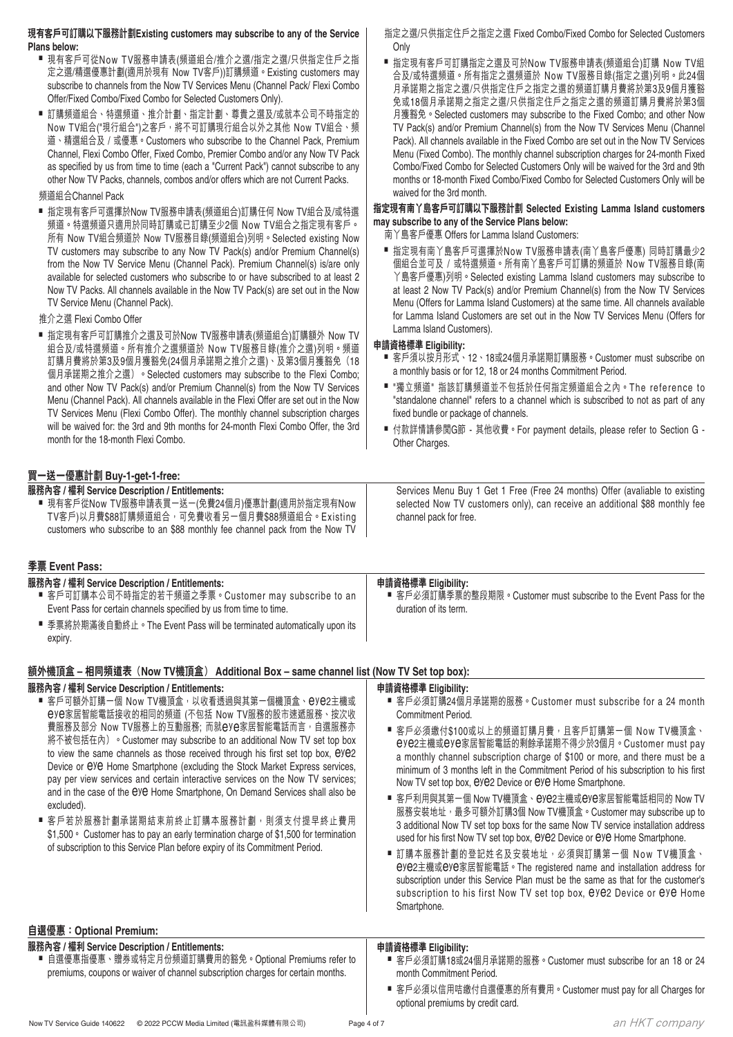**現有客戶可訂購以下服務計劃Existing customers may subscribe to any of the Service Plans below:**

- 現有客戶可從Now TV服務申請表(頻道組合/推介之選/指定之選/只供指定住戶之指定之選/精選優惠計劃(適用於現有 Now TV客戶))訂購頻道。Existing customers may subscribe to channels from the Now TV Services Menu (Channel Pack/ Flexi Combo Offer/Fixed Combo/Fixed Combo for Selected Customers Only).
- 訂購頻道組合、特選頻道、推介計劃、指定計劃、尊貴之選及/或就本公司不時指定的 Now TV組合("現行組合")之客戶，將不可訂購現行組合以外之其他 Now TV組合、頻道、精選組合及 / 或優惠。Customers who subscribe to the Channel Pack, Premium Channel, Flexi Combo Offer, Fixed Combo, Premier Combo and/or any Now TV Pack as specified by us from time to time (each a "Current Pack") cannot subscribe to any other Now TV Packs, channels, combos and/or offers which are not Current Packs.

頻道組合Channel Pack

- 指定現有客戶可選擇於Now TV服務申請表(頻道組合)訂購任何 Now TV組合及/或特選頻道。特選頻道只適用於同時訂購或已訂購至少2個 Now TV組合之指定現有客戶。所有 Now TV組合頻道於 Now TV服務目錄(頻道組合)列明。Selected existing Now TV customers may subscribe to any Now TV Pack(s) and/or Premium Channel(s) from the Now TV Service Menu (Channel Pack). Premium Channel(s) is/are only available for selected customers who subscribe to or have subscribed to at least 2 Now TV Packs. All channels available in the Now TV Pack(s) are set out in the Now TV Service Menu (Channel Pack).

推介之選 Flexi Combo Offer

- 指定現有客戶可訂購推介之選及可於Now TV服務申請表(頻道組合)訂購額外 Now TV組合及/或特選頻道。所有推介之選頻道於 Now TV服務目錄(推介之選)列明。頻道訂購月費將於第3及9個月獲豁免(24個月承諾期之推介之選)、及第3個月獲豁免（18個月承諾期之推介之選）。Selected customers may subscribe to the Flexi Combo; and other Now TV Pack(s) and/or Premium Channel(s) from the Now TV Services Menu (Channel Pack). All channels available in the Flexi Offer are set out in the Now TV Services Menu (Flexi Combo Offer). The monthly channel subscription charges will be waived for: the 3rd and 9th months for 24-month Flexi Combo Offer, the 3rd month for the 18-month Flexi Combo.

指定之選/只供指定住戶之指定之選 Fixed Combo/Fixed Combo for Selected Customers Only

- 指定現有客戶可訂購指定之選及可於Now TV服務申請表(頻道組合)訂購 Now TV組合及/或特選頻道。所有指定之選頻道於 Now TV服務目錄(指定之選)列明。此24個月承諾期之指定之選/只供指定住戶之指定之選的頻道訂購月費將於第3及9個月獲豁免或18個月承諾期之指定之選/只供指定住戶之指定之選的頻道訂購月費將於第3個月獲豁免。Selected customers may subscribe to the Fixed Combo; and other Now TV Pack(s) and/or Premium Channel(s) from the Now TV Services Menu (Channel Pack). All channels available in the Fixed Combo are set out in the Now TV Services Menu (Fixed Combo). The monthly channel subscription charges for 24-month Fixed Combo/Fixed Combo for Selected Customers Only will be waived for the 3rd and 9th months or 18-month Fixed Combo/Fixed Combo for Selected Customers Only will be waived for the 3rd month.

**指定現有南丫島客戶可訂購以下服務計劃 Selected Existing Lamma Island customers may subscribe to any of the Service Plans below:**

南丫島客戶優惠 Offers for Lamma Island Customers:

- 指定現有南丫島客戶可選擇於Now TV服務申請表(南丫島客戶優惠) 同時訂購最少2個組合並可及 / 或特選頻道。所有南丫島客戶可訂購的頻道於 Now TV服務目錄(南丫島客戶優惠)列明。Selected existing Lamma Island customers may subscribe to at least 2 Now TV Pack(s) and/or Premium Channel(s) from the Now TV Services Menu (Offers for Lamma Island Customers) at the same time. All channels available for Lamma Island Customers are set out in the Now TV Services Menu (Offers for Lamma Island Customers).

**申請資格標準 Eligibility:**

- 客戶須以按月形式、12、18或24個月承諾期訂購服務。Customer must subscribe on a monthly basis or for 12, 18 or 24 months Commitment Period.
- "獨立頻道" 指該訂購頻道並不包括於任何指定頻道組合之內。The reference to "standalone channel" refers to a channel which is subscribed to not as part of any fixed bundle or package of channels.
- 付款詳情請參閱G節 - 其他收費。For payment details, please refer to Section G - Other Charges.

## 買一送一優惠計劃 Buy-1-get-1-free:

**服務內容 / 權利 Service Description / Entitlements:**

- 現有客戶從Now TV服務申請表買一送一(免費24個月)優惠計劃(適用於指定現有Now TV客戶)以月費$88訂購頻道組合，可免費收看另一個月費$88頻道組合。Existing customers who subscribe to an $88 monthly fee channel pack from the Now TV Services Menu Buy 1 Get 1 Free (Free 24 months) Offer (avaliable to existing selected Now TV customers only), can receive an additional $88 monthly fee channel pack for free.

## 季票 Event Pass:

**服務內容 / 權利 Service Description / Entitlements:**

- 客戶可訂購本公司不時指定的若干頻道之季票。Customer may subscribe to an Event Pass for certain channels specified by us from time to time.
- 季票將於期滿後自動終止。The Event Pass will be terminated automatically upon its expiry.

**申請資格標準 Eligibility:**

- 客戶必須訂購季票的整段期限。Customer must subscribe to the Event Pass for the duration of its term.

## 額外機頂盒 – 相同頻道表（Now TV機頂盒） Additional Box – same channel list (Now TV Set top box):

**服務內容 / 權利 Service Description / Entitlements:**

- 客戶可額外訂購一個 Now TV機頂盒，以收看透過與其第一個機頂盒、eye2主機或eye家居智能電話接收的相同的頻道 (不包括 Now TV服務的股市速遞服務、按次收費服務及部分 Now TV服務上的互動服務; 而就eye家居智能電話而言，自選服務亦將不被包括在內）。Customer may subscribe to an additional Now TV set top box to view the same channels as those received through his first set top box, eye2 Device or eye Home Smartphone (excluding the Stock Market Express services, pay per view services and certain interactive services on the Now TV services; and in the case of the eye Home Smartphone, On Demand Services shall also be excluded).
- 客戶若於服務計劃承諾期結束前終止訂購本服務計劃，則須支付提早終止費用$1,500。 Customer has to pay an early termination charge of $1,500 for termination of subscription to this Service Plan before expiry of its Commitment Period.

**申請資格標準 Eligibility:**

- 客戶必須訂購24個月承諾期的服務。Customer must subscribe for a 24 month Commitment Period.
- 客戶必須繳付$100或以上的頻道訂購月費，且客戶訂購第一個 Now TV機頂盒、eye2主機或eye家居智能電話的剩餘承諾期不得少於3個月。Customer must pay a monthly channel subscription charge of $100 or more, and there must be a minimum of 3 months left in the Commitment Period of his subscription to his first Now TV set top box, eye2 Device or eye Home Smartphone.
- 客戶利用與其第一個 Now TV機頂盒、eye2主機或eye家居智能電話相同的 Now TV服務安裝地址，最多可額外訂購3個 Now TV機頂盒。Customer may subscribe up to 3 additional Now TV set top boxs for the same Now TV service installation address used for his first Now TV set top box, eye2 Device or eye Home Smartphone.
- 訂購本服務計劃的登記姓名及安裝地址，必須與訂購第一個 Now TV機頂盒、eye2主機或eye家居智能電話。The registered name and installation address for subscription under this Service Plan must be the same as that for the customer's subscription to his first Now TV set top box, eye2 Device or eye Home Smartphone.

## 自選優惠：Optional Premium:

**服務內容 / 權利 Service Description / Entitlements:**

- 自選優惠指優惠、贈券或特定月份頻道訂購費用的豁免。Optional Premiums refer to premiums, coupons or waiver of channel subscription charges for certain months.

**申請資格標準 Eligibility:**

- 客戶必須訂購18或24個月承諾期的服務。Customer must subscribe for an 18 or 24 month Commitment Period.
- 客戶必須以信用咭繳付自選優惠的所有費用。Customer must pay for all Charges for optional premiums by credit card.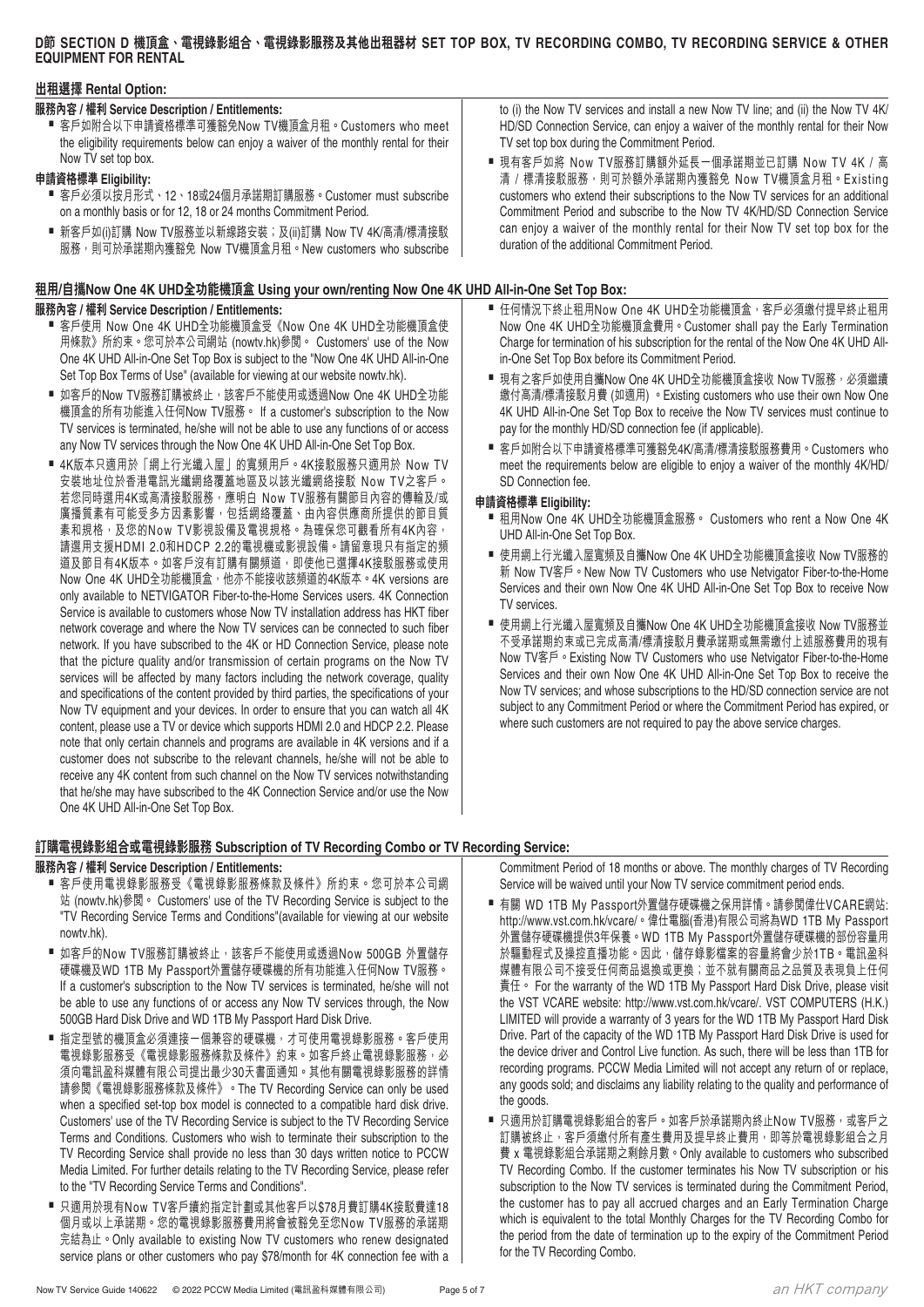# D節 SECTION D 機頂盒、電視錄影組合、電視錄影服務及其他出租器材 SET TOP BOX, TV RECORDING COMBO, TV RECORDING SERVICE & OTHER EQUIPMENT FOR RENTAL

## 出租選擇 Rental Option:

### 服務內容 / 權利 Service Description / Entitlements:

- 客戶如附合以下申請資格標準可獲豁免Now TV機頂盒月租。Customers who meet the eligibility requirements below can enjoy a waiver of the monthly rental for their Now TV set top box.

### 申請資格標準 Eligibility:

- 客戶必須以按月形式、12、18或24個月承諾期訂購服務。Customer must subscribe on a monthly basis or for 12, 18 or 24 months Commitment Period.
- 新客戶如(i)訂購 Now TV服務並以新線路安裝；及(ii)訂購 Now TV 4K/高清/標清接駁服務，則可於承諾期內獲豁免 Now TV機頂盒月租。New customers who subscribe to (i) the Now TV services and install a new Now TV line; and (ii) the Now TV 4K/HD/SD Connection Service, can enjoy a waiver of the monthly rental for their Now TV set top box during the Commitment Period.
- 現有客戶如將 Now TV服務訂購額外延長一個承諾期並已訂購 Now TV 4K / 高清 / 標清接駁服務，則可於額外承諾期內獲豁免 Now TV機頂盒月租。Existing customers who extend their subscriptions to the Now TV services for an additional Commitment Period and subscribe to the Now TV 4K/HD/SD Connection Service can enjoy a waiver of the monthly rental for their Now TV set top box for the duration of the additional Commitment Period.

## 租用/自攜Now One 4K UHD全功能機頂盒 Using your own/renting Now One 4K UHD All-in-One Set Top Box:

### 服務內容 / 權利 Service Description / Entitlements:

- 客戶使用 Now One 4K UHD全功能機頂盒受《Now One 4K UHD全功能機頂盒使用條款》所約束。您可於本公司網站 (nowtv.hk)參閱。 Customers' use of the Now One 4K UHD All-in-One Set Top Box is subject to the "Now One 4K UHD All-in-One Set Top Box Terms of Use" (available for viewing at our website nowtv.hk).
- 如客戶的Now TV服務訂購被終止，該客戶不能使用或透過Now One 4K UHD全功能機頂盒的所有功能進入任何Now TV服務。 If a customer's subscription to the Now TV services is terminated, he/she will not be able to use any functions of or access any Now TV services through the Now One 4K UHD All-in-One Set Top Box.
- 4K版本只適用於「網上行光纖入屋」的寬頻用戶。4K接駁服務只適用於 Now TV 安裝地址位於香港電訊光纖網絡覆蓋地區及以該光纖網絡接駁 Now TV之客戶。若您同時選用4K或高清接駁服務，應明白 Now TV服務有關節目內容的傳輸及/或廣播質素有可能受多方因素影響，包括網絡覆蓋、由內容供應商所提供的節目質素和規格，及您的Now TV影視設備及電視規格。為確保您可觀看所有4K內容，請選用支援HDMI 2.0和HDCP 2.2的電視機或影視設備。請留意現只有指定的頻道及節目有4K版本。如客戶沒有訂購有關頻道，即使他已選擇4K接駁服務或使用Now One 4K UHD全功能機頂盒，他亦不能接收該頻道的4K版本。4K versions are only available to NETVIGATOR Fiber-to-the-Home Services users. 4K Connection Service is available to customers whose Now TV installation address has HKT fiber network coverage and where the Now TV services can be connected to such fiber network. If you have subscribed to the 4K or HD Connection Service, please note that the picture quality and/or transmission of certain programs on the Now TV services will be affected by many factors including the network coverage, quality and specifications of the content provided by third parties, the specifications of your Now TV equipment and your devices. In order to ensure that you can watch all 4K content, please use a TV or device which supports HDMI 2.0 and HDCP 2.2. Please note that only certain channels and programs are available in 4K versions and if a customer does not subscribe to the relevant channels, he/she will not be able to receive any 4K content from such channel on the Now TV services notwithstanding that he/she may have subscribed to the 4K Connection Service and/or use the Now One 4K UHD All-in-One Set Top Box.
- 任何情況下終止租用Now One 4K UHD全功能機頂盒，客戶必須繳付提早終止租用Now One 4K UHD全功能機頂盒費用。Customer shall pay the Early Termination Charge for termination of his subscription for the rental of the Now One 4K UHD All-in-One Set Top Box before its Commitment Period.
- 現有之客戶如使用自攜Now One 4K UHD全功能機頂盒接收 Now TV服務，必須繼續繳付高清/標清接駁月費 (如適用) 。Existing customers who use their own Now One 4K UHD All-in-One Set Top Box to receive the Now TV services must continue to pay for the monthly HD/SD connection fee (if applicable).
- 客戶如附合以下申請資格標準可獲豁免4K/高清/標清接駁服務費用。Customers who meet the requirements below are eligible to enjoy a waiver of the monthly 4K/HD/SD Connection fee.

### 申請資格標準 Eligibility:

- 租用Now One 4K UHD全功能機頂盒服務。 Customers who rent a Now One 4K UHD All-in-One Set Top Box.
- 使用網上行光纖入屋寬頻及自攜Now One 4K UHD全功能機頂盒接收 Now TV服務的新 Now TV客戶。New Now TV Customers who use Netvigator Fiber-to-the-Home Services and their own Now One 4K UHD All-in-One Set Top Box to receive Now TV services.
- 使用網上行光纖入屋寬頻及自攜Now One 4K UHD全功能機頂盒接收 Now TV服務並不受承諾期約束或已完成高清/標清接駁月費承諾期或無需繳付上述服務費用的現有Now TV客戶。Existing Now TV Customers who use Netvigator Fiber-to-the-Home Services and their own Now One 4K UHD All-in-One Set Top Box to receive the Now TV services; and whose subscriptions to the HD/SD connection service are not subject to any Commitment Period or where the Commitment Period has expired, or where such customers are not required to pay the above service charges.

## 訂購電視錄影組合或電視錄影服務 Subscription of TV Recording Combo or TV Recording Service:

### 服務內容 / 權利 Service Description / Entitlements:

- 客戶使用電視錄影服務受《電視錄影服務條款及條件》所約束。您可於本公司網站 (nowtv.hk)參閱。 Customers' use of the TV Recording Service is subject to the "TV Recording Service Terms and Conditions"(available for viewing at our website nowtv.hk).
- 如客戶的Now TV服務訂購被終止，該客戶不能使用或透過Now 500GB 外置儲存硬碟機及WD 1TB My Passport外置儲存硬碟機的所有功能進入任何Now TV服務。If a customer's subscription to the Now TV services is terminated, he/she will not be able to use any functions of or access any Now TV services through, the Now 500GB Hard Disk Drive and WD 1TB My Passport Hard Disk Drive.
- 指定型號的機頂盒必須連接一個兼容的硬碟機，才可使用電視錄影服務。客戶使用電視錄影服務受《電視錄影服務條款及條件》約束。如客戶終止電視錄影服務，必須向電訊盈科媒體有限公司提出最少30天書面通知。其他有關電視錄影服務的詳情請參閱《電視錄影服務條款及條件》。The TV Recording Service can only be used when a specified set-top box model is connected to a compatible hard disk drive. Customers' use of the TV Recording Service is subject to the TV Recording Service Terms and Conditions. Customers who wish to terminate their subscription to the TV Recording Service shall provide no less than 30 days written notice to PCCW Media Limited. For further details relating to the TV Recording Service, please refer to the "TV Recording Service Terms and Conditions".
- 只適用於現有Now TV客戶續約指定計劃或其他客戶以$78月費訂購4K接駁費達18個月或以上承諾期。您的電視錄影服務費用將會被豁免至您Now TV服務的承諾期完結為止。Only available to existing Now TV customers who renew designated service plans or other customers who pay $78/month for 4K connection fee with a Commitment Period of 18 months or above. The monthly charges of TV Recording Service will be waived until your Now TV service commitment period ends.
- 有關 WD 1TB My Passport外置儲存硬碟機之保用詳情。請參閱偉仕VCARE網站: http://www.vst.com.hk/vcare/。偉仕電腦(香港)有限公司將為WD 1TB My Passport外置儲存硬碟機提供3年保養。WD 1TB My Passport外置儲存硬碟機的部份容量用於驅動程式及操控直播功能。因此，儲存錄影檔案的容量將會少於1TB。電訊盈科媒體有限公司不接受任何商品退換或更換；並不就有關商品之品質及表現負上任何責任。 For the warranty of the WD 1TB My Passport Hard Disk Drive, please visit the VST VCARE website: http://www.vst.com.hk/vcare/. VST COMPUTERS (H.K.) LIMITED will provide a warranty of 3 years for the WD 1TB My Passport Hard Disk Drive. Part of the capacity of the WD 1TB My Passport Hard Disk Drive is used for the device driver and Control Live function. As such, there will be less than 1TB for recording programs. PCCW Media Limited will not accept any return of or replace, any goods sold; and disclaims any liability relating to the quality and performance of the goods.
- 只適用於訂購電視錄影組合的客戶。如客戶於承諾期內終止Now TV服務，或客戶之訂購被終止，客戶須繳付所有產生費用及提早終止費用，即等於電視錄影組合之月費 x 電視錄影組合承諾期之剩餘月數。Only available to customers who subscribed TV Recording Combo. If the customer terminates his Now TV subscription or his subscription to the Now TV services is terminated during the Commitment Period, the customer has to pay all accrued charges and an Early Termination Charge which is equivalent to the total Monthly Charges for the TV Recording Combo for the period from the date of termination up to the expiry of the Commitment Period for the TV Recording Combo.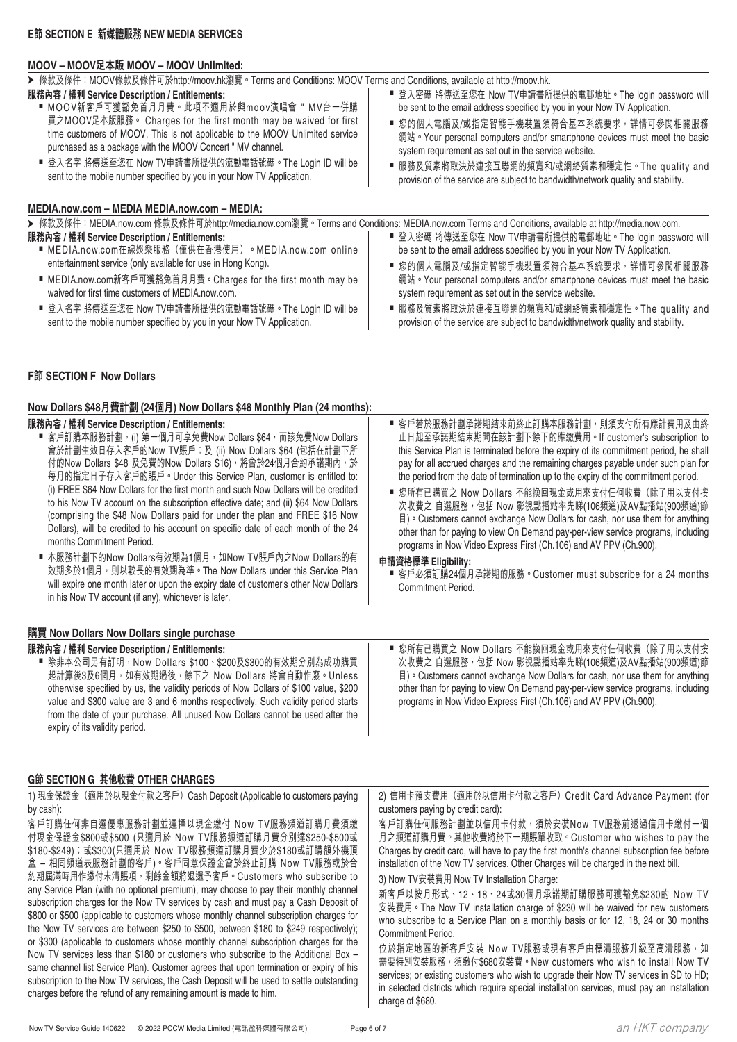## E節 SECTION E 新媒體服務 NEW MEDIA SERVICES

### MOOV – MOOV足本版 MOOV – MOOV Unlimited:

➤ 條款及條件：MOOV條款及條件可於http://moov.hk瀏覽。Terms and Conditions: MOOV Terms and Conditions, available at http://moov.hk.

**服務內容 / 權利 Service Description / Entitlements:**

- MOOV新客戶可獲豁免首月月費。此項不適用於與moov演唱會 " MV台一併購買之MOOV足本版服務。 Charges for the first month may be waived for first time customers of MOOV. This is not applicable to the MOOV Unlimited service purchased as a package with the MOOV Concert " MV channel.
- 登入名字 將傳送至您在 Now TV申請書所提供的流動電話號碼。The Login ID will be sent to the mobile number specified by you in your Now TV Application.
- 登入密碼 將傳送至您在 Now TV申請書所提供的電郵地址。The login password will be sent to the email address specified by you in your Now TV Application.
- 您的個人電腦及/或指定智能手機裝置須符合基本系統要求，詳情可參閱相關服務網站。Your personal computers and/or smartphone devices must meet the basic system requirement as set out in the service website.
- 服務及質素將取決於連接互聯網的頻寬和/或網絡質素和穩定性。The quality and provision of the service are subject to bandwidth/network quality and stability.

### MEDIA.now.com – MEDIA MEDIA.now.com – MEDIA:

➤ 條款及條件：MEDIA.now.com 條款及條件可於http://media.now.com瀏覽。Terms and Conditions: MEDIA.now.com Terms and Conditions, available at http://media.now.com.

**服務內容 / 權利 Service Description / Entitlements:**

- MEDIA.now.com在線娛樂服務（僅供在香港使用）。MEDIA.now.com online entertainment service (only available for use in Hong Kong).
- MEDIA.now.com新客戶可獲豁免首月月費。Charges for the first month may be waived for first time customers of MEDIA.now.com.
- 登入名字 將傳送至您在 Now TV申請書所提供的流動電話號碼。The Login ID will be sent to the mobile number specified by you in your Now TV Application.
- 登入密碼 將傳送至您在 Now TV申請書所提供的電郵地址。The login password will be sent to the email address specified by you in your Now TV Application.
- 您的個人電腦及/或指定智能手機裝置須符合基本系統要求，詳情可參閱相關服務網站。Your personal computers and/or smartphone devices must meet the basic system requirement as set out in the service website.
- 服務及質素將取決於連接互聯網的頻寬和/或網絡質素和穩定性。The quality and provision of the service are subject to bandwidth/network quality and stability.

## F節 SECTION F Now Dollars

### Now Dollars $48月費計劃 (24個月) Now Dollars $48 Monthly Plan (24 months):

**服務內容 / 權利 Service Description / Entitlements:**

- 客戶訂購本服務計劃，(i) 第一個月可享免費Now Dollars $64，而該免費Now Dollars會於計劃生效日存入客戶的Now TV賬戶；及 (ii) Now Dollars $64 (包括在計劃下所付的Now Dollars $48 及免費的Now Dollars $16)，將會於24個月合約承諾期內，於每月的指定日子存入客戶的賬戶。Under this Service Plan, customer is entitled to: (i) FREE $64 Now Dollars for the first month and such Now Dollars will be credited to his Now TV account on the subscription effective date; and (ii) $64 Now Dollars (comprising the $48 Now Dollars paid for under the plan and FREE $16 Now Dollars), will be credited to his account on specific date of each month of the 24 months Commitment Period.
- 本服務計劃下的Now Dollars有效期為1個月，如Now TV賬戶內之Now Dollars的有效期多於1個月，則以較長的有效期為準。The Now Dollars under this Service Plan will expire one month later or upon the expiry date of customer's other Now Dollars in his Now TV account (if any), whichever is later.
- 客戶若於服務計劃承諾期結束前終止訂購本服務計劃，則須支付所有應計費用及由終止日起至承諾期結束期間在該計劃下餘下的應繳費用。If customer's subscription to this Service Plan is terminated before the expiry of its commitment period, he shall pay for all accrued charges and the remaining charges payable under such plan for the period from the date of termination up to the expiry of the commitment period.
- 您所有已購買之 Now Dollars 不能換回現金或用來支付任何收費（除了用以支付按次收費之 自選服務，包括 Now 影視點播站率先睇(106頻道)及AV點播站(900頻道)節目）。Customers cannot exchange Now Dollars for cash, nor use them for anything other than for paying to view On Demand pay-per-view service programs, including programs in Now Video Express First (Ch.106) and AV PPV (Ch.900).

**申請資格標準 Eligibility:**

- 客戶必須訂購24個月承諾期的服務。Customer must subscribe for a 24 months Commitment Period.

### 購買 Now Dollars Now Dollars single purchase

**服務內容 / 權利 Service Description / Entitlements:**

- 除非本公司另有訂明，Now Dollars $100、$200及$300的有效期分別為成功購買起計算後3及6個月，如有效期過後，餘下之 Now Dollars 將會自動作廢。Unless otherwise specified by us, the validity periods of Now Dollars of $100 value, $200 value and $300 value are 3 and 6 months respectively. Such validity period starts from the date of your purchase. All unused Now Dollars cannot be used after the expiry of its validity period.
- 您所有已購買之 Now Dollars 不能換回現金或用來支付任何收費（除了用以支付按次收費之 自選服務，包括 Now 影視點播站率先睇(106頻道)及AV點播站(900頻道)節目）。Customers cannot exchange Now Dollars for cash, nor use them for anything other than for paying to view On Demand pay-per-view service programs, including programs in Now Video Express First (Ch.106) and AV PPV (Ch.900).

## G節 SECTION G 其他收費 OTHER CHARGES

1) 現金保證金（適用於以現金付款之客戶）Cash Deposit (Applicable to customers paying by cash):

客戶訂購任何非自選優惠服務計劃並選擇以現金繳付 Now TV服務頻道訂購月費須繳付現金保證金$800或$500 (只適用於 Now TV服務頻道訂購月費分別達$250-$500或$180-$249)；或$300(只適用於 Now TV服務頻道訂購月費少於$180或訂購額外機頂盒 – 相同頻道表服務計劃的客戶)。客戶同意保證金會於終止訂購 Now TV服務或於合約期屆滿時用作繳付未清賬項，剩餘金額將退還予客戶。Customers who subscribe to any Service Plan (with no optional premium), may choose to pay their monthly channel subscription charges for the Now TV services by cash and must pay a Cash Deposit of $800 or $500 (applicable to customers whose monthly channel subscription charges for the Now TV services are between $250 to $500, between $180 to $249 respectively); or $300 (applicable to customers whose monthly channel subscription charges for the Now TV services less than $180 or customers who subscribe to the Additional Box – same channel list Service Plan). Customer agrees that upon termination or expiry of his subscription to the Now TV services, the Cash Deposit will be used to settle outstanding charges before the refund of any remaining amount is made to him.

2) 信用卡預支費用（適用於以信用卡付款之客戶）Credit Card Advance Payment (for customers paying by credit card):

客戶訂購任何服務計劃並以信用卡付款，須於安裝Now TV服務前透過信用卡繳付一個月之頻道訂購月費。其他收費將於下一期賬單收取。Customer who wishes to pay the Charges by credit card, will have to pay the first month's channel subscription fee before installation of the Now TV services. Other Charges will be charged in the next bill.

3) Now TV安裝費用 Now TV Installation Charge:

新客戶以按月形式、12、18、24或30個月承諾期訂購服務可獲豁免$230的 Now TV 安裝費用。The Now TV installation charge of $230 will be waived for new customers who subscribe to a Service Plan on a monthly basis or for 12, 18, 24 or 30 months Commitment Period.

位於指定地區的新客戶安裝 Now TV服務或現有客戶由標清服務升級至高清服務，如需要特別安裝服務，須繳付$680安裝費。New customers who wish to install Now TV services; or existing customers who wish to upgrade their Now TV services in SD to HD; in selected districts which require special installation services, must pay an installation charge of $680.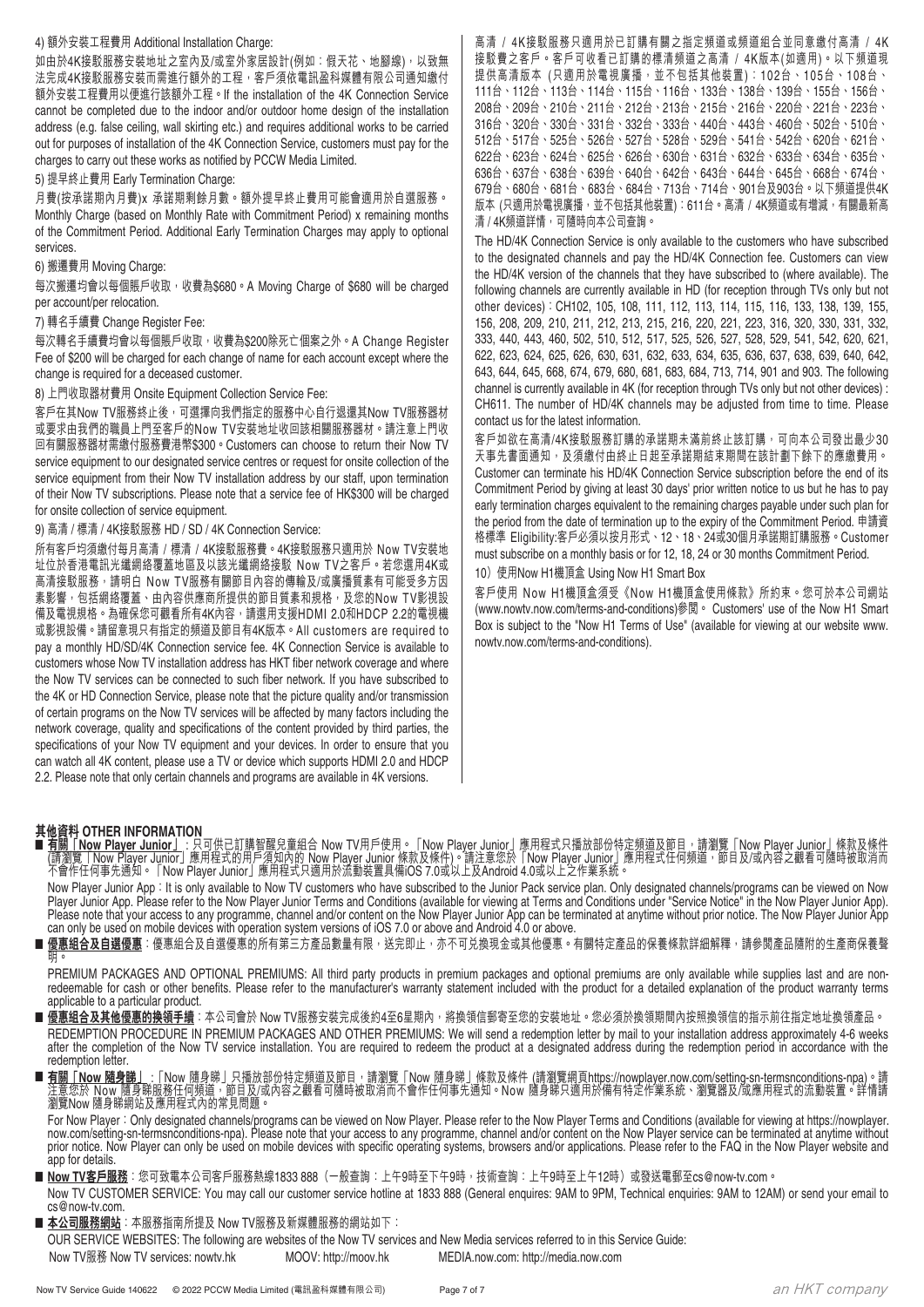4) 額外安裝工程費用 Additional Installation Charge:

如由於4K接駁服務安裝地址之室內及/或室外家居設計(例如：假天花、地腳線)，以致無法完成4K接駁服務安裝而需進行額外的工程，客戶須依電訊盈科媒體有限公司通知繳付額外安裝工程費用以便進行該額外工程。If the installation of the 4K Connection Service cannot be completed due to the indoor and/or outdoor home design of the installation address (e.g. false ceiling, wall skirting etc.) and requires additional works to be carried out for purposes of installation of the 4K Connection Service, customers must pay for the charges to carry out these works as notified by PCCW Media Limited.

5) 提早終止費用 Early Termination Charge:

月費(按承諾期內月費)x 承諾期剩餘月數。額外提早終止費用可能會適用於自選服務。Monthly Charge (based on Monthly Rate with Commitment Period) x remaining months of the Commitment Period. Additional Early Termination Charges may apply to optional services.

6) 搬遷費用 Moving Charge:

每次搬遷均會以每個賬戶收取，收費為$680。A Moving Charge of $680 will be charged per account/per relocation.

7) 轉名手續費 Change Register Fee:

每次轉名手續費均會以每個賬戶收取，收費為$200除死亡個案之外。A Change Register Fee of $200 will be charged for each change of name for each account except where the change is required for a deceased customer.

8) 上門收取器材費用 Onsite Equipment Collection Service Fee:

客戶在其Now TV服務終止後，可選擇向我們指定的服務中心自行退還其Now TV服務器材或要求由我們的職員上門至客戶的Now TV安裝地址收回該相關服務器材。請注意上門收回有關服務器材需繳付服務費港幣$300。Customers can choose to return their Now TV service equipment to our designated service centres or request for onsite collection of the service equipment from their Now TV installation address by our staff, upon termination of their Now TV subscriptions. Please note that a service fee of HK$300 will be charged for onsite collection of service equipment.

9) 高清 / 標清 / 4K接駁服務 HD / SD / 4K Connection Service:

所有客戶均須繳付每月高清 / 標清 / 4K接駁服務費。4K接駁服務只適用於 Now TV安裝地址位於香港電訊光纖網絡覆蓋地區及以該光纖網絡接駁 Now TV之客戶。若您選用4K或高清接駁服務，請明白 Now TV服務有關節目內容的傳輸及/或廣播質素有可能受多方因素影響，包括網絡覆蓋、由內容供應商所提供的節目質素和規格，及您的Now TV影視設備及電視規格。為確保您可觀看所有4K內容，請選用支援HDMI 2.0和HDCP 2.2的電視機或影視設備。請留意現只有指定的頻道及節目有4K版本。All customers are required to pay a monthly HD/SD/4K Connection service fee. 4K Connection Service is available to customers whose Now TV installation address has HKT fiber network coverage and where the Now TV services can be connected to such fiber network. If you have subscribed to the 4K or HD Connection Service, please note that the picture quality and/or transmission of certain programs on the Now TV services will be affected by many factors including the network coverage, quality and specifications of the content provided by third parties, the specifications of your Now TV equipment and your devices. In order to ensure that you can watch all 4K content, please use a TV or device which supports HDMI 2.0 and HDCP 2.2. Please note that only certain channels and programs are available in 4K versions.

高清 / 4K接駁服務只適用於已訂購有關之指定頻道或頻道組合並同意繳付高清 / 4K接駁費之客戶。客戶可收看已訂購的標清頻道之高清 / 4K版本(如適用)。以下頻道現提供高清版本 (只適用於電視廣播，並不包括其他裝置)：102台、105台、108台、111台、112台、113台、114台、115台、116台、133台、138台、139台、155台、156台、208台、209台、210台、211台、212台、213台、215台、216台、220台、221台、223台、316台、320台、330台、331台、332台、333台、440台、443台、460台、502台、510台、512台、517台、525台、526台、527台、528台、529台、541台、542台、620台、621台、622台、623台、624台、625台、626台、630台、631台、632台、633台、634台、635台、636台、637台、638台、639台、640台、642台、643台、644台、645台、668台、674台、679台、680台、681台、683台、684台、713台、714台、901台及903台。以下頻道提供4K版本 (只適用於電視廣播，並不包括其他裝置)：611台。高清 / 4K頻道或有增減，有關最新高清 / 4K頻道詳情，可隨時向本公司查詢。

The HD/4K Connection Service is only available to the customers who have subscribed to the designated channels and pay the HD/4K Connection fee. Customers can view the HD/4K version of the channels that they have subscribed to (where available). The following channels are currently available in HD (for reception through TVs only but not other devices)：CH102, 105, 108, 111, 112, 113, 114, 115, 116, 133, 138, 139, 155, 156, 208, 209, 210, 211, 212, 213, 215, 216, 220, 221, 223, 316, 320, 330, 331, 332, 333, 440, 443, 460, 502, 510, 512, 517, 525, 526, 527, 528, 529, 541, 542, 620, 621, 622, 623, 624, 625, 626, 630, 631, 632, 633, 634, 635, 636, 637, 638, 639, 640, 642, 643, 644, 645, 668, 674, 679, 680, 681, 683, 684, 713, 714, 901 and 903. The following channel is currently available in 4K (for reception through TVs only but not other devices) : CH611. The number of HD/4K channels may be adjusted from time to time. Please contact us for the latest information.

客戶如欲在高清/4K接駁服務訂購的承諾期未滿前終止該訂購，可向本公司發出最少30天事先書面通知，及須繳付由終止日起至承諾期結束期間在該計劃下餘下的應繳費用。Customer can terminate his HD/4K Connection Service subscription before the end of its Commitment Period by giving at least 30 days' prior written notice to us but he has to pay early termination charges equivalent to the remaining charges payable under such plan for the period from the date of termination up to the expiry of the Commitment Period. 申請資格標準 Eligibility:客戶必須以按月形式、12、18、24或30個月承諾期訂購服務。Customer must subscribe on a monthly basis or for 12, 18, 24 or 30 months Commitment Period.

10）使用Now H1機頂盒 Using Now H1 Smart Box

客戶使用 Now H1機頂盒須受《Now H1機頂盒使用條款》所約束。您可於本公司網站(www.nowtv.now.com/terms-and-conditions)參閱。 Customers' use of the Now H1 Smart Box is subject to the "Now H1 Terms of Use" (available for viewing at our website www.nowtv.now.com/terms-and-conditions).

## 其他資料 OTHER INFORMATION

- **有關「Now Player Junior」**：只可供已訂購智醒兒童組合 Now TV用戶使用。「Now Player Junior」應用程式只播放部份特定頻道及節目，請瀏覽「Now Player Junior」條款及條件(請瀏覽「Now Player Junior」應用程式的用戶須知內的 Now Player Junior 條款及條件)。請注意您於「Now Player Junior」應用程式任何頻道，節目及/或內容之觀看可隨時被取消而不會作任何事先通知。「Now Player Junior」應用程式只適用於流動裝置具備iOS 7.0或以上及Android 4.0或以上之作業系統。

  Now Player Junior App：It is only available to Now TV customers who have subscribed to the Junior Pack service plan. Only designated channels/programs can be viewed on Now Player Junior App. Please refer to the Now Player Junior Terms and Conditions (available for viewing at Terms and Conditions under "Service Notice" in the Now Player Junior App). Please note that your access to any programme, channel and/or content on the Now Player Junior App can be terminated at anytime without prior notice. The Now Player Junior App can only be used on mobile devices with operation system versions of iOS 7.0 or above and Android 4.0 or above.

- **優惠組合及自選優惠**：優惠組合及自選優惠的所有第三方產品數量有限，送完即止，亦不可兌換現金或其他優惠。有關特定產品的保養條款詳細解釋，請參閱產品隨附的生產商保養聲明。

  PREMIUM PACKAGES AND OPTIONAL PREMIUMS: All third party products in premium packages and optional premiums are only available while supplies last and are non-redeemable for cash or other benefits. Please refer to the manufacturer's warranty statement included with the product for a detailed explanation of the product warranty terms applicable to a particular product.

- **優惠組合及其他優惠的換領手續**：本公司會於 Now TV服務安裝完成後約4至6星期內，將換領信郵寄至您的安裝地址。您必須於換領期間內按照換領信的指示前往指定地址換領產品。

  REDEMPTION PROCEDURE IN PREMIUM PACKAGES AND OTHER PREMIUMS: We will send a redemption letter by mail to your installation address approximately 4-6 weeks after the completion of the Now TV service installation. You are required to redeem the product at a designated address during the redemption period in accordance with the redemption letter.

- **有關「Now 隨身睇」**：「Now 隨身睇」只播放部份特定頻道及節目，請瀏覽「Now 隨身睇」條款及條件 (請瀏覽網頁https://nowplayer.now.com/setting-sn-termsnconditions-npa)。請注意您於 Now 隨身睇服務任何頻道，節目及/或內容之觀看可隨時被取消而不會作任何事先通知。Now 隨身睇只適用於備有特定作業系統、瀏覽器及/或應用程式的流動裝置。詳情請瀏覽Now 隨身睇網站及應用程式內的常見問題。

  For Now Player：Only designated channels/programs can be viewed on Now Player. Please refer to the Now Player Terms and Conditions (available for viewing at https://nowplayer.now.com/setting-sn-termsnconditions-npa). Please note that your access to any programme, channel and/or content on the Now Player service can be terminated at anytime without prior notice. Now Player can only be used on mobile devices with specific operating systems, browsers and/or applications. Please refer to the FAQ in the Now Player website and app for details.

- **Now TV客戶服務**：您可致電本公司客戶服務熱線1833 888（一般查詢：上午9時至下午9時，技術查詢：上午9時至上午12時）或發送電郵至cs@now-tv.com。

  Now TV CUSTOMER SERVICE: You may call our customer service hotline at 1833 888 (General enquires: 9AM to 9PM, Technical enquiries: 9AM to 12AM) or send your email to cs@now-tv.com.

- **本公司服務網站**：本服務指南所提及 Now TV服務及新媒體服務的網站如下：

  OUR SERVICE WEBSITES: The following are websites of the Now TV services and New Media services referred to in this Service Guide:

  Now TV服務 Now TV services: nowtv.hk　　MOOV: http://moov.hk　　MEDIA.now.com: http://media.now.com